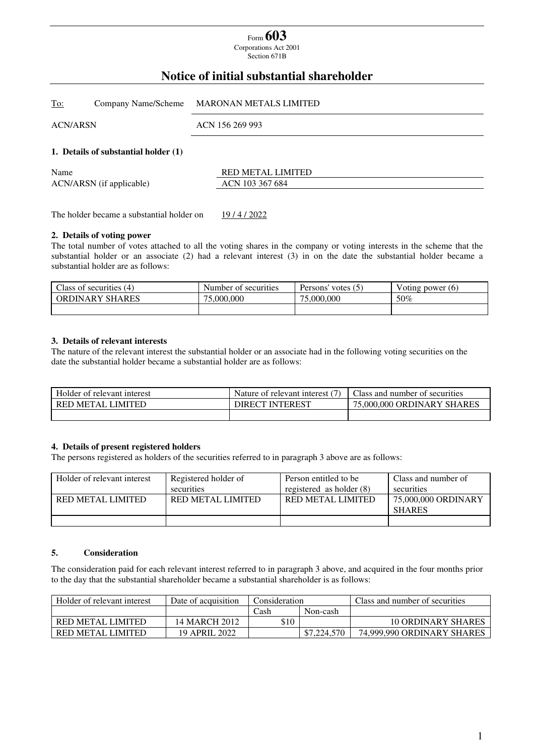Form **603**
Corporations Act 2001
Section 671B

# Notice of initial substantial shareholder

| To: Company Name/Scheme | MARONAN METALS LIMITED |
|---|---|
| ACN/ARSN | ACN 156 269 993 |

### 1. Details of substantial holder (1)

| Name | RED METAL LIMITED |
|---|---|
| ACN/ARSN (if applicable) | ACN 103 367 684 |

The holder became a substantial holder on 19 / 4 / 2022

### 2. Details of voting power

The total number of votes attached to all the voting shares in the company or voting interests in the scheme that the substantial holder or an associate (2) had a relevant interest (3) in on the date the substantial holder became a substantial holder are as follows:

| Class of securities (4) | Number of securities | Persons' votes (5) | Voting power (6) |
|---|---|---|---|
| ORDINARY SHARES | 75,000,000 | 75,000,000 | 50% |
| | | | |

### 3. Details of relevant interests

The nature of the relevant interest the substantial holder or an associate had in the following voting securities on the date the substantial holder became a substantial holder are as follows:

| Holder of relevant interest | Nature of relevant interest (7) | Class and number of securities |
|---|---|---|
| RED METAL LIMITED | DIRECT INTEREST | 75,000,000 ORDINARY SHARES |
| | | |

### 4. Details of present registered holders

The persons registered as holders of the securities referred to in paragraph 3 above are as follows:

| Holder of relevant interest | Registered holder of securities | Person entitled to be registered as holder (8) | Class and number of securities |
|---|---|---|---|
| RED METAL LIMITED | RED METAL LIMITED | RED METAL LIMITED | 75,000,000 ORDINARY SHARES |
| | | | |

### 5. Consideration

The consideration paid for each relevant interest referred to in paragraph 3 above, and acquired in the four months prior to the day that the substantial shareholder became a substantial shareholder is as follows:

| Holder of relevant interest | Date of acquisition | Consideration | | Class and number of securities |
|---|---|---|---|---|
| | | Cash | Non-cash | |
| RED METAL LIMITED | 14 MARCH 2012 | $10 | | 10 ORDINARY SHARES |
| RED METAL LIMITED | 19 APRIL 2022 | | $7,224,570 | 74,999,990 ORDINARY SHARES |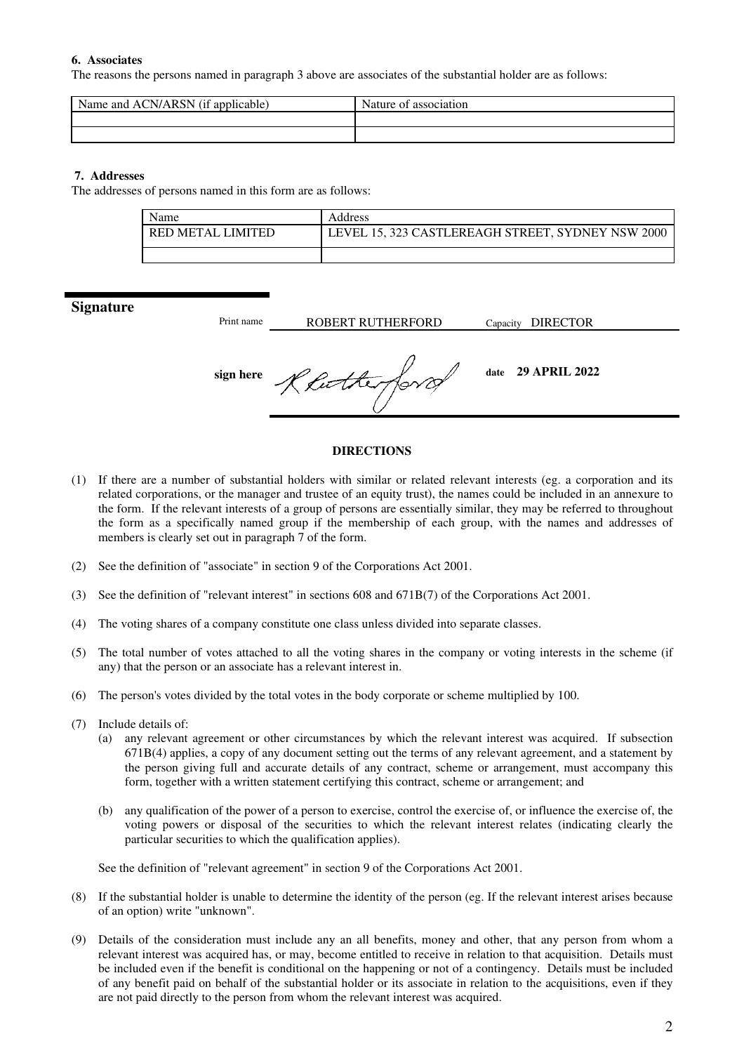**6. Associates**

The reasons the persons named in paragraph 3 above are associates of the substantial holder are as follows:

| Name and ACN/ARSN (if applicable) | Nature of association |
| --- | --- |
| | |
| | |

**7. Addresses**

The addresses of persons named in this form are as follows:

| Name | Address |
| --- | --- |
| RED METAL LIMITED | LEVEL 15, 323 CASTLEREAGH STREET, SYDNEY NSW 2000 |
| | |

## Signature

Print name ROBERT RUTHERFORD Capacity DIRECTOR

**sign here** R Rutherford **date 29 APRIL 2022**

**DIRECTIONS**

(1) If there are a number of substantial holders with similar or related relevant interests (eg. a corporation and its related corporations, or the manager and trustee of an equity trust), the names could be included in an annexure to the form. If the relevant interests of a group of persons are essentially similar, they may be referred to throughout the form as a specifically named group if the membership of each group, with the names and addresses of members is clearly set out in paragraph 7 of the form.

(2) See the definition of "associate" in section 9 of the Corporations Act 2001.

(3) See the definition of "relevant interest" in sections 608 and 671B(7) of the Corporations Act 2001.

(4) The voting shares of a company constitute one class unless divided into separate classes.

(5) The total number of votes attached to all the voting shares in the company or voting interests in the scheme (if any) that the person or an associate has a relevant interest in.

(6) The person's votes divided by the total votes in the body corporate or scheme multiplied by 100.

(7) Include details of:

(a) any relevant agreement or other circumstances by which the relevant interest was acquired. If subsection 671B(4) applies, a copy of any document setting out the terms of any relevant agreement, and a statement by the person giving full and accurate details of any contract, scheme or arrangement, must accompany this form, together with a written statement certifying this contract, scheme or arrangement; and

(b) any qualification of the power of a person to exercise, control the exercise of, or influence the exercise of, the voting powers or disposal of the securities to which the relevant interest relates (indicating clearly the particular securities to which the qualification applies).

See the definition of "relevant agreement" in section 9 of the Corporations Act 2001.

(8) If the substantial holder is unable to determine the identity of the person (eg. If the relevant interest arises because of an option) write "unknown".

(9) Details of the consideration must include any an all benefits, money and other, that any person from whom a relevant interest was acquired has, or may, become entitled to receive in relation to that acquisition. Details must be included even if the benefit is conditional on the happening or not of a contingency. Details must be included of any benefit paid on behalf of the substantial holder or its associate in relation to the acquisitions, even if they are not paid directly to the person from whom the relevant interest was acquired.